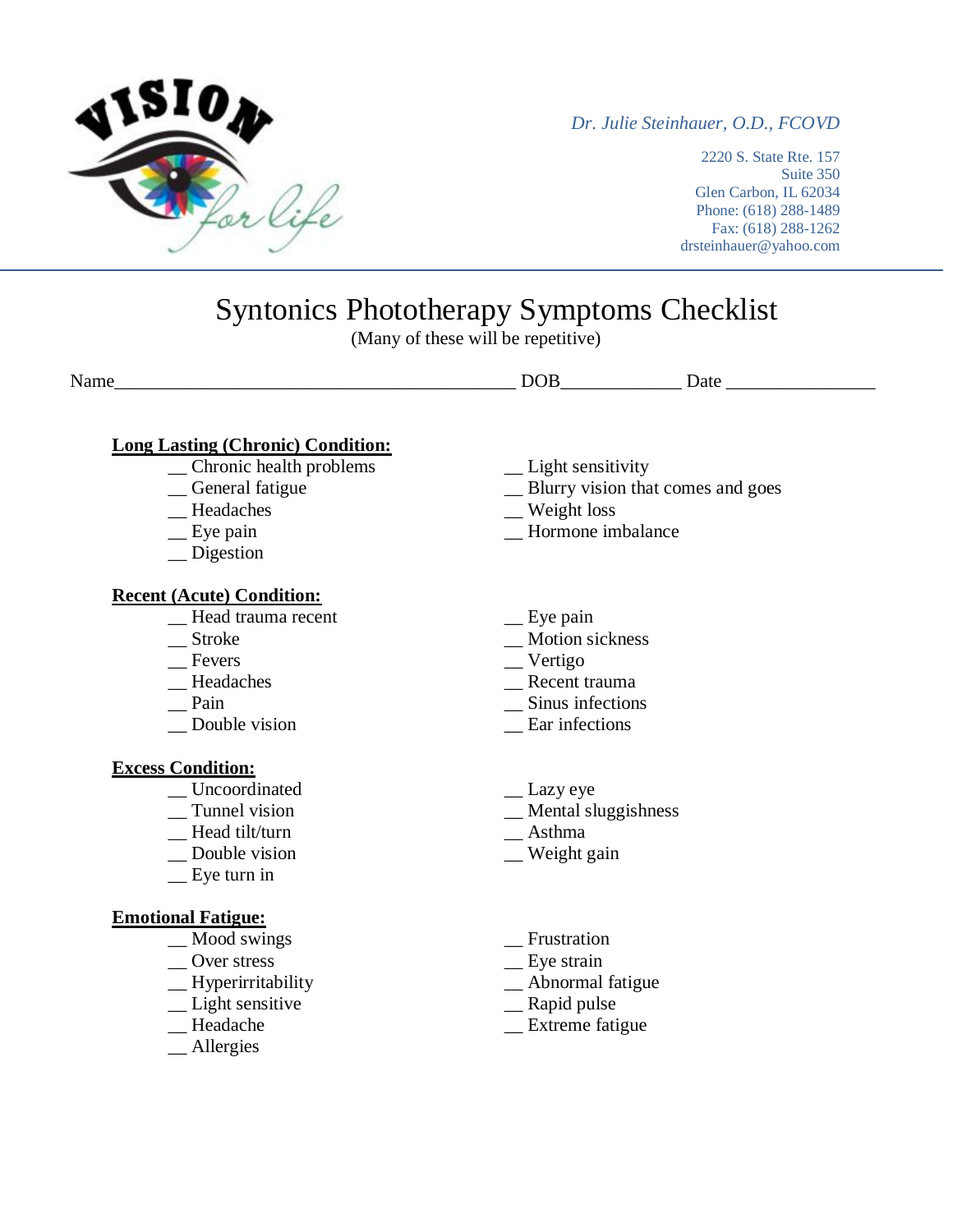VISION for life

*Dr. Julie Steinhauer, O.D., FCOVD*

2220 S. State Rte. 157
Suite 350
Glen Carbon, IL 62034
Phone: (618) 288-1489
Fax: (618) 288-1262
drsteinhauer@yahoo.com

# Syntonics Phototherapy Symptoms Checklist

(Many of these will be repetitive)

Name\_\_\_\_\_\_\_\_\_\_\_\_\_\_\_\_\_\_\_\_\_\_\_\_\_\_\_\_\_\_\_\_\_\_\_\_\_\_\_\_\_\_\_\_ DOB\_\_\_\_\_\_\_\_\_\_\_\_\_ Date \_\_\_\_\_\_\_\_\_\_\_\_\_\_\_\_

**Long Lasting (Chronic) Condition:**

__ Chronic health problems
__ General fatigue
__ Headaches
__ Eye pain
__ Digestion
__ Light sensitivity
__ Blurry vision that comes and goes
__ Weight loss
__ Hormone imbalance

**Recent (Acute) Condition:**

__ Head trauma recent
__ Stroke
__ Fevers
__ Headaches
__ Pain
__ Double vision
__ Eye pain
__ Motion sickness
__ Vertigo
__ Recent trauma
__ Sinus infections
__ Ear infections

**Excess Condition:**

__ Uncoordinated
__ Tunnel vision
__ Head tilt/turn
__ Double vision
__ Eye turn in
__ Lazy eye
__ Mental sluggishness
__ Asthma
__ Weight gain

**Emotional Fatigue:**

__ Mood swings
__ Over stress
__ Hyperirritability
__ Light sensitive
__ Headache
__ Allergies
__ Frustration
__ Eye strain
__ Abnormal fatigue
__ Rapid pulse
__ Extreme fatigue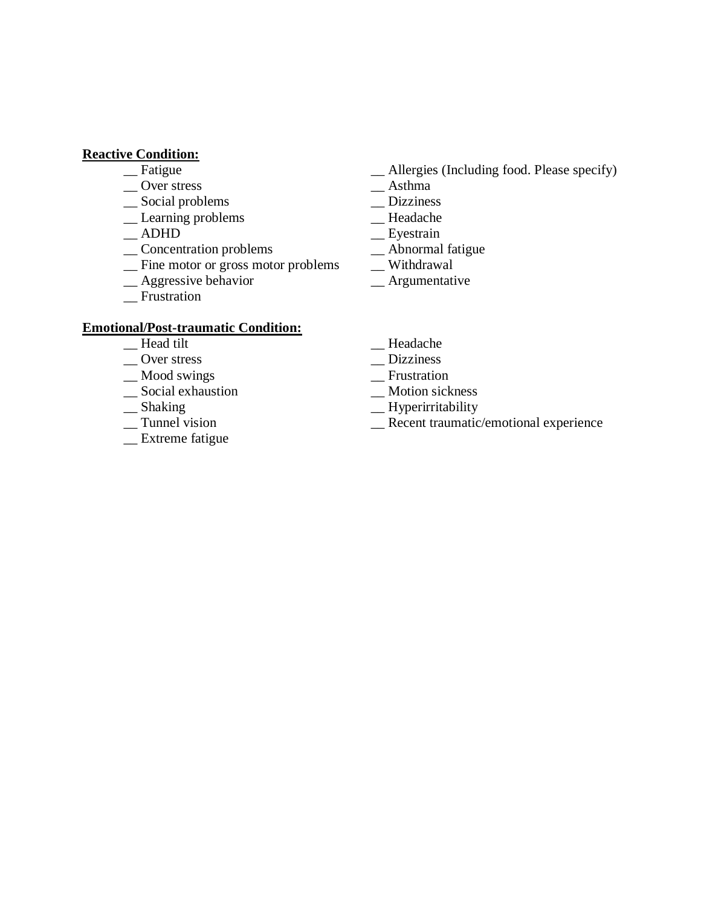**Reactive Condition:**

\_\_ Fatigue
\_\_ Over stress
\_\_ Social problems
\_\_ Learning problems
\_\_ ADHD
\_\_ Concentration problems
\_\_ Fine motor or gross motor problems
\_\_ Aggressive behavior
\_\_ Frustration
\_\_ Allergies (Including food. Please specify)
\_\_ Asthma
\_\_ Dizziness
\_\_ Headache
\_\_ Eyestrain
\_\_ Abnormal fatigue
\_\_ Withdrawal
\_\_ Argumentative

**Emotional/Post-traumatic Condition:**

\_\_ Head tilt
\_\_ Over stress
\_\_ Mood swings
\_\_ Social exhaustion
\_\_ Shaking
\_\_ Tunnel vision
\_\_ Extreme fatigue
\_\_ Headache
\_\_ Dizziness
\_\_ Frustration
\_\_ Motion sickness
\_\_ Hyperirritability
\_\_ Recent traumatic/emotional experience